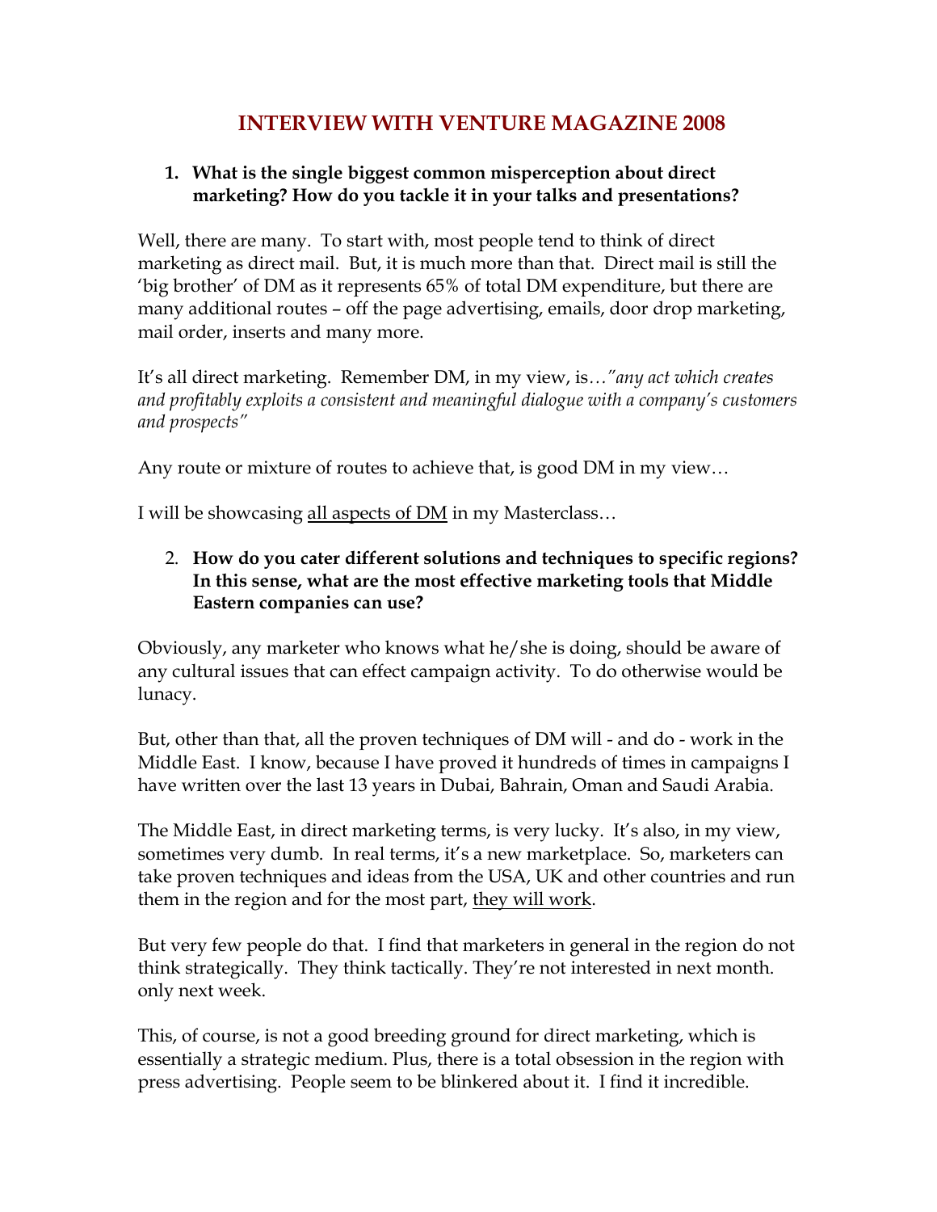# INTERVIEW WITH VENTURE MAGAZINE 2008

1. **What is the single biggest common misperception about direct marketing? How do you tackle it in your talks and presentations?**

Well, there are many. To start with, most people tend to think of direct marketing as direct mail. But, it is much more than that. Direct mail is still the 'big brother' of DM as it represents 65% of total DM expenditure, but there are many additional routes – off the page advertising, emails, door drop marketing, mail order, inserts and many more.

It's all direct marketing. Remember DM, in my view, is…*"any act which creates and profitably exploits a consistent and meaningful dialogue with a company's customers and prospects"*

Any route or mixture of routes to achieve that, is good DM in my view…

I will be showcasing <u>all aspects of DM</u> in my Masterclass…

2. **How do you cater different solutions and techniques to specific regions? In this sense, what are the most effective marketing tools that Middle Eastern companies can use?**

Obviously, any marketer who knows what he/she is doing, should be aware of any cultural issues that can effect campaign activity. To do otherwise would be lunacy.

But, other than that, all the proven techniques of DM will - and do - work in the Middle East. I know, because I have proved it hundreds of times in campaigns I have written over the last 13 years in Dubai, Bahrain, Oman and Saudi Arabia.

The Middle East, in direct marketing terms, is very lucky. It's also, in my view, sometimes very dumb. In real terms, it's a new marketplace. So, marketers can take proven techniques and ideas from the USA, UK and other countries and run them in the region and for the most part, <u>they will work</u>.

But very few people do that. I find that marketers in general in the region do not think strategically. They think tactically. They're not interested in next month. only next week.

This, of course, is not a good breeding ground for direct marketing, which is essentially a strategic medium. Plus, there is a total obsession in the region with press advertising. People seem to be blinkered about it. I find it incredible.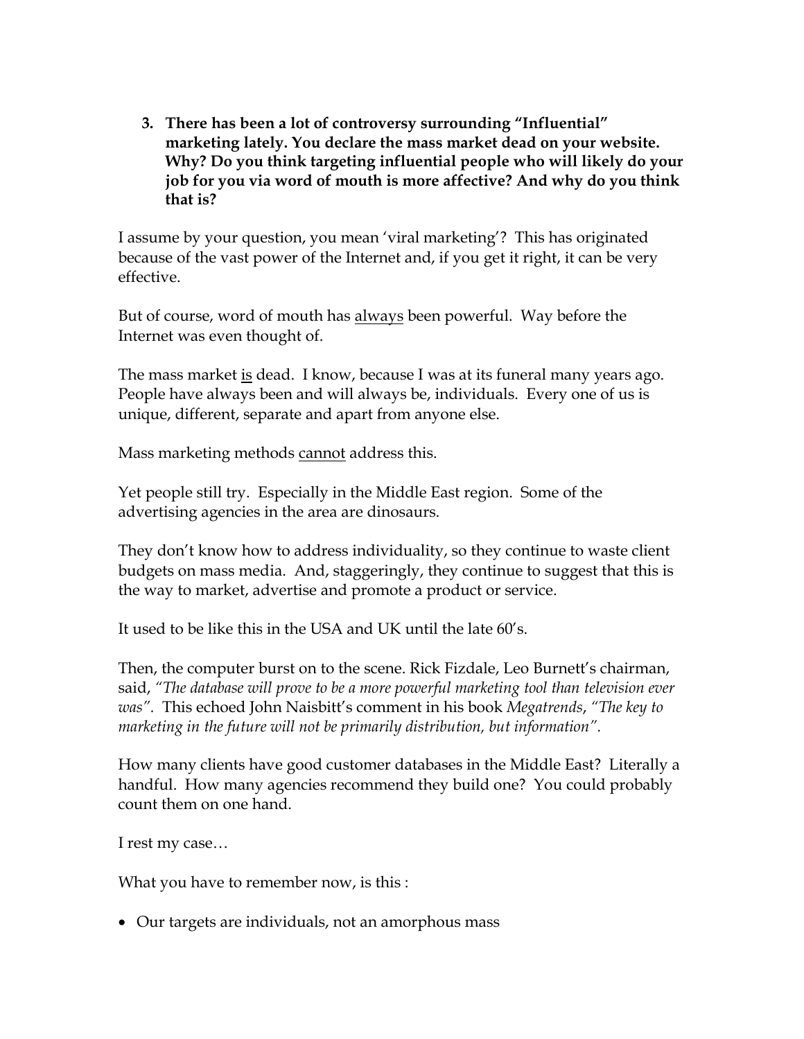3. **There has been a lot of controversy surrounding "Influential" marketing lately. You declare the mass market dead on your website. Why? Do you think targeting influential people who will likely do your job for you via word of mouth is more affective? And why do you think that is?**

I assume by your question, you mean 'viral marketing'? This has originated because of the vast power of the Internet and, if you get it right, it can be very effective.

But of course, word of mouth has <u>always</u> been powerful. Way before the Internet was even thought of.

The mass market <u>is</u> dead. I know, because I was at its funeral many years ago. People have always been and will always be, individuals. Every one of us is unique, different, separate and apart from anyone else.

Mass marketing methods <u>cannot</u> address this.

Yet people still try. Especially in the Middle East region. Some of the advertising agencies in the area are dinosaurs.

They don't know how to address individuality, so they continue to waste client budgets on mass media. And, staggeringly, they continue to suggest that this is the way to market, advertise and promote a product or service.

It used to be like this in the USA and UK until the late 60's.

Then, the computer burst on to the scene. Rick Fizdale, Leo Burnett's chairman, said, *"The database will prove to be a more powerful marketing tool than television ever was"*. This echoed John Naisbitt's comment in his book *Megatrends*, *"The key to marketing in the future will not be primarily distribution, but information"*.

How many clients have good customer databases in the Middle East? Literally a handful. How many agencies recommend they build one? You could probably count them on one hand.

I rest my case…

What you have to remember now, is this :

- Our targets are individuals, not an amorphous mass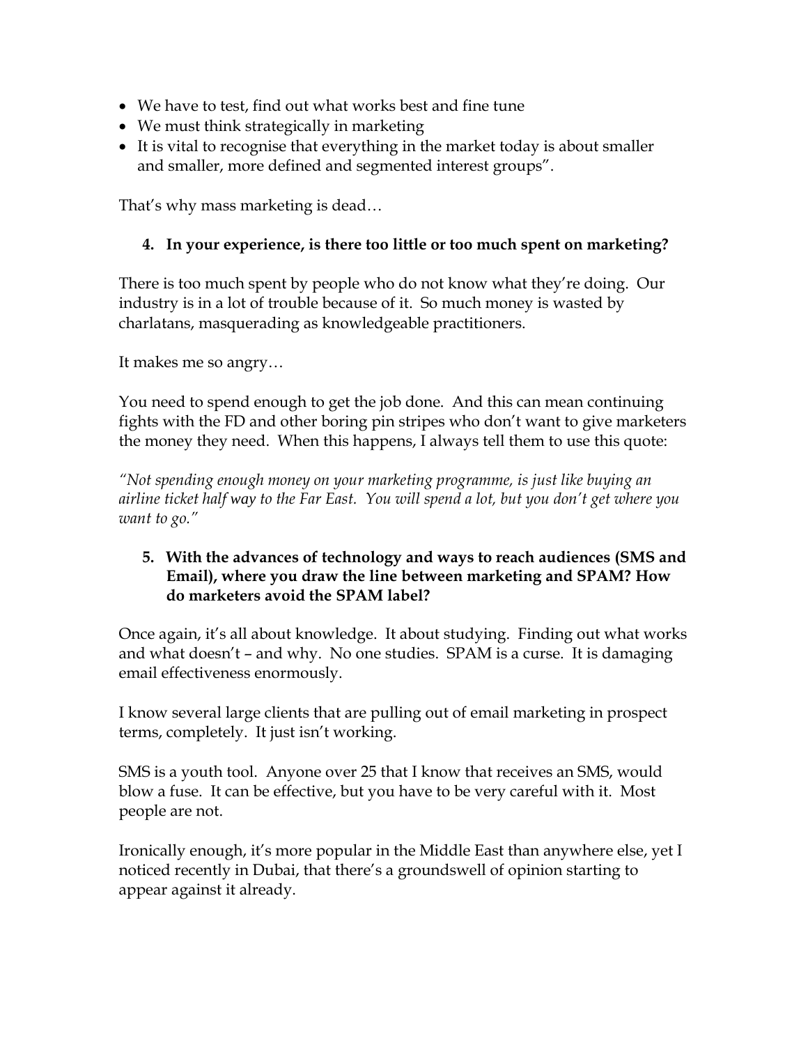- We have to test, find out what works best and fine tune
- We must think strategically in marketing
- It is vital to recognise that everything in the market today is about smaller and smaller, more defined and segmented interest groups".

That's why mass marketing is dead…

4. **In your experience, is there too little or too much spent on marketing?**

There is too much spent by people who do not know what they're doing. Our industry is in a lot of trouble because of it. So much money is wasted by charlatans, masquerading as knowledgeable practitioners.

It makes me so angry…

You need to spend enough to get the job done. And this can mean continuing fights with the FD and other boring pin stripes who don't want to give marketers the money they need. When this happens, I always tell them to use this quote:

*"Not spending enough money on your marketing programme, is just like buying an airline ticket half way to the Far East. You will spend a lot, but you don't get where you want to go."*

5. **With the advances of technology and ways to reach audiences (SMS and Email), where you draw the line between marketing and SPAM? How do marketers avoid the SPAM label?**

Once again, it's all about knowledge. It about studying. Finding out what works and what doesn't – and why. No one studies. SPAM is a curse. It is damaging email effectiveness enormously.

I know several large clients that are pulling out of email marketing in prospect terms, completely. It just isn't working.

SMS is a youth tool. Anyone over 25 that I know that receives an SMS, would blow a fuse. It can be effective, but you have to be very careful with it. Most people are not.

Ironically enough, it's more popular in the Middle East than anywhere else, yet I noticed recently in Dubai, that there's a groundswell of opinion starting to appear against it already.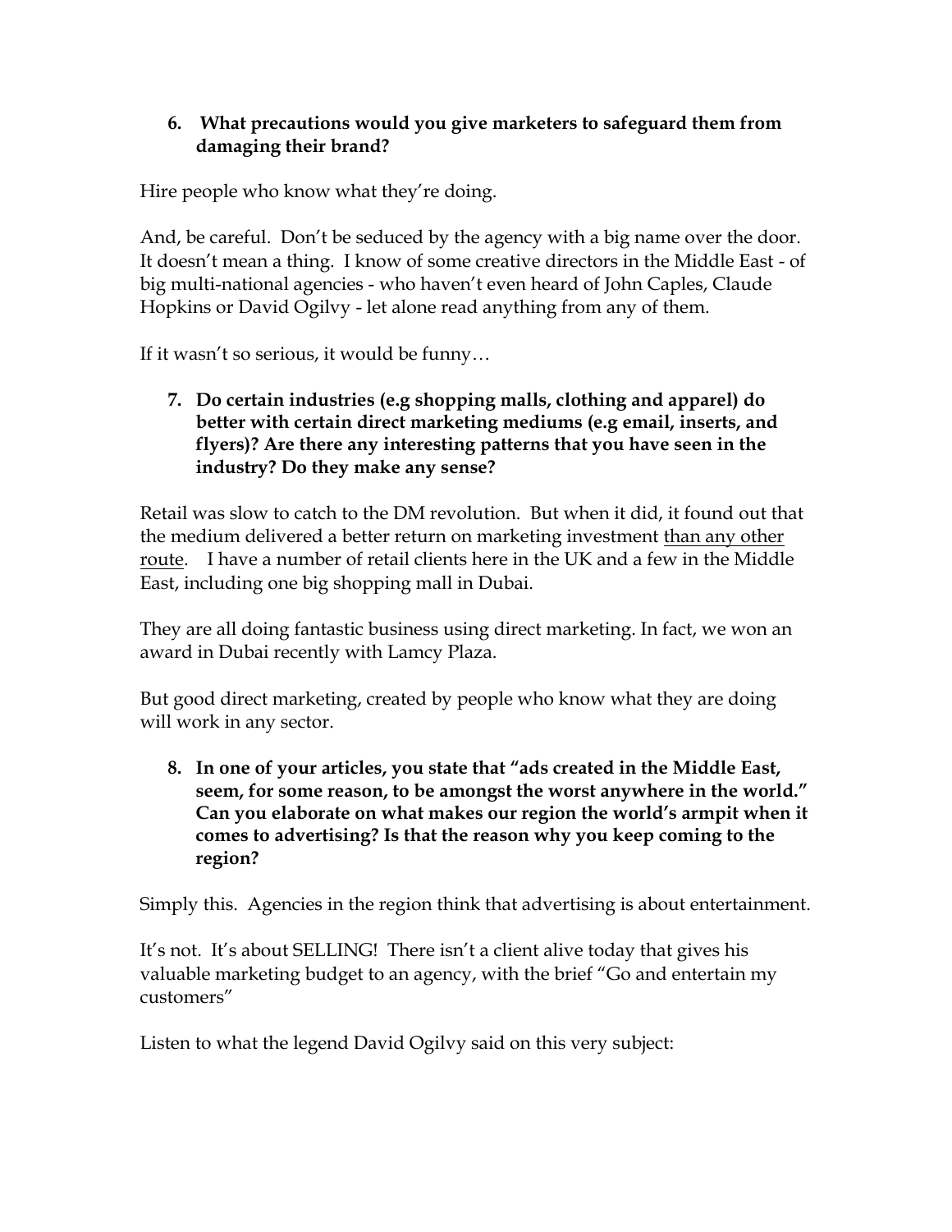**6. What precautions would you give marketers to safeguard them from damaging their brand?**

Hire people who know what they're doing.

And, be careful. Don't be seduced by the agency with a big name over the door. It doesn't mean a thing. I know of some creative directors in the Middle East - of big multi-national agencies - who haven't even heard of John Caples, Claude Hopkins or David Ogilvy - let alone read anything from any of them.

If it wasn't so serious, it would be funny…

**7. Do certain industries (e.g shopping malls, clothing and apparel) do better with certain direct marketing mediums (e.g email, inserts, and flyers)? Are there any interesting patterns that you have seen in the industry? Do they make any sense?**

Retail was slow to catch to the DM revolution. But when it did, it found out that the medium delivered a better return on marketing investment <u>than any other route</u>. I have a number of retail clients here in the UK and a few in the Middle East, including one big shopping mall in Dubai.

They are all doing fantastic business using direct marketing. In fact, we won an award in Dubai recently with Lamcy Plaza.

But good direct marketing, created by people who know what they are doing will work in any sector.

**8. In one of your articles, you state that "ads created in the Middle East, seem, for some reason, to be amongst the worst anywhere in the world." Can you elaborate on what makes our region the world's armpit when it comes to advertising? Is that the reason why you keep coming to the region?**

Simply this. Agencies in the region think that advertising is about entertainment.

It's not. It's about SELLING! There isn't a client alive today that gives his valuable marketing budget to an agency, with the brief "Go and entertain my customers"

Listen to what the legend David Ogilvy said on this very subject: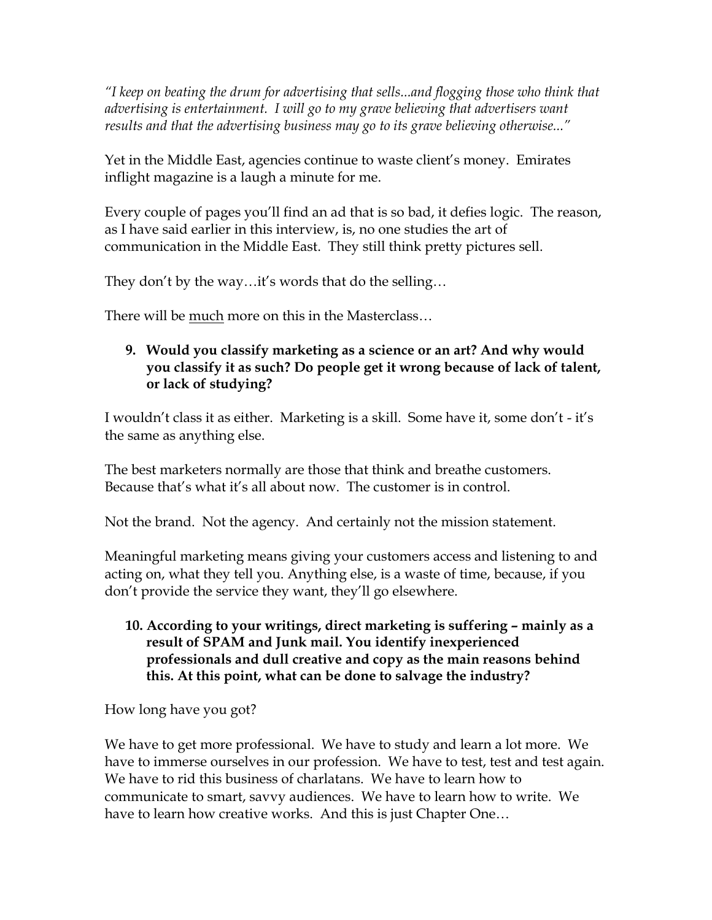*"I keep on beating the drum for advertising that sells...and flogging those who think that advertising is entertainment. I will go to my grave believing that advertisers want results and that the advertising business may go to its grave believing otherwise..."*

Yet in the Middle East, agencies continue to waste client's money. Emirates inflight magazine is a laugh a minute for me.

Every couple of pages you'll find an ad that is so bad, it defies logic. The reason, as I have said earlier in this interview, is, no one studies the art of communication in the Middle East. They still think pretty pictures sell.

They don't by the way…it's words that do the selling…

There will be <u>much</u> more on this in the Masterclass…

9. **Would you classify marketing as a science or an art? And why would you classify it as such? Do people get it wrong because of lack of talent, or lack of studying?**

I wouldn't class it as either. Marketing is a skill. Some have it, some don't - it's the same as anything else.

The best marketers normally are those that think and breathe customers. Because that's what it's all about now. The customer is in control.

Not the brand. Not the agency. And certainly not the mission statement.

Meaningful marketing means giving your customers access and listening to and acting on, what they tell you. Anything else, is a waste of time, because, if you don't provide the service they want, they'll go elsewhere.

10. **According to your writings, direct marketing is suffering – mainly as a result of SPAM and Junk mail. You identify inexperienced professionals and dull creative and copy as the main reasons behind this. At this point, what can be done to salvage the industry?**

How long have you got?

We have to get more professional. We have to study and learn a lot more. We have to immerse ourselves in our profession. We have to test, test and test again. We have to rid this business of charlatans. We have to learn how to communicate to smart, savvy audiences. We have to learn how to write. We have to learn how creative works. And this is just Chapter One…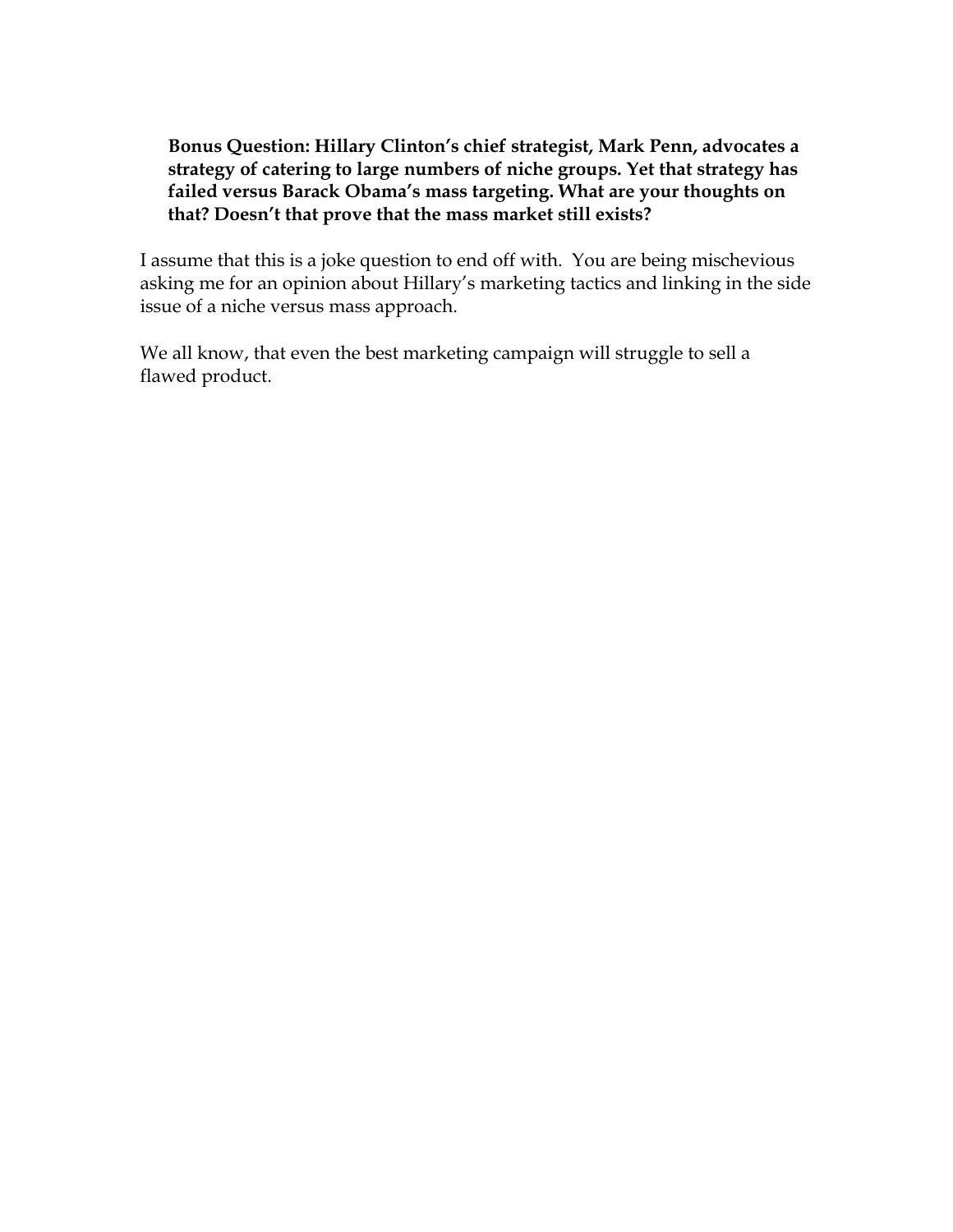**Bonus Question: Hillary Clinton's chief strategist, Mark Penn, advocates a strategy of catering to large numbers of niche groups. Yet that strategy has failed versus Barack Obama's mass targeting. What are your thoughts on that? Doesn't that prove that the mass market still exists?**

I assume that this is a joke question to end off with. You are being mischevious asking me for an opinion about Hillary's marketing tactics and linking in the side issue of a niche versus mass approach.

We all know, that even the best marketing campaign will struggle to sell a flawed product.